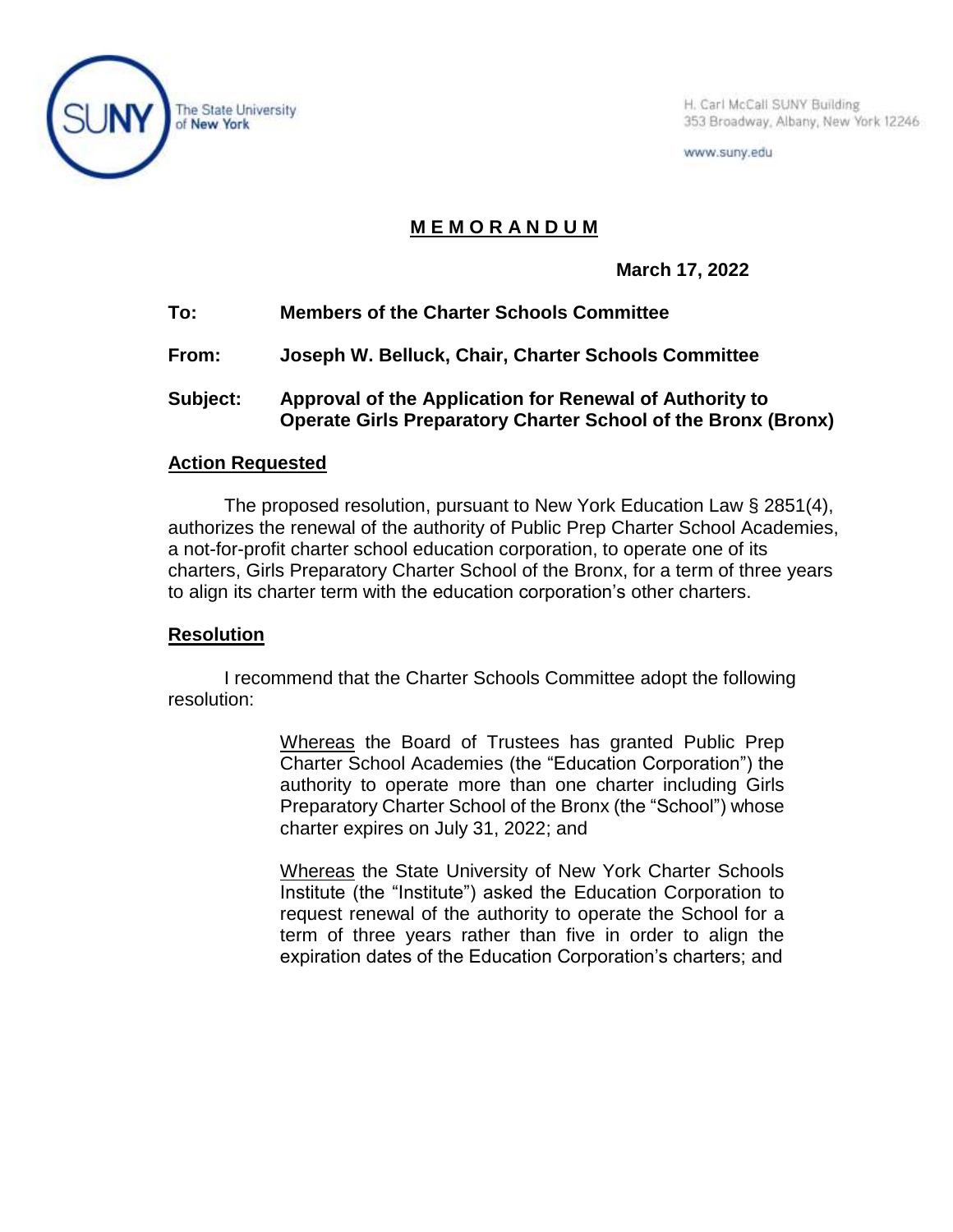The State University of New York

H. Carl McCall SUNY Building
353 Broadway, Albany, New York 12246

www.suny.edu

# MEMORANDUM

**March 17, 2022**

**To:** **Members of the Charter Schools Committee**

**From:** **Joseph W. Belluck, Chair, Charter Schools Committee**

**Subject:** **Approval of the Application for Renewal of Authority to Operate Girls Preparatory Charter School of the Bronx (Bronx)**

## Action Requested

The proposed resolution, pursuant to New York Education Law § 2851(4), authorizes the renewal of the authority of Public Prep Charter School Academies, a not-for-profit charter school education corporation, to operate one of its charters, Girls Preparatory Charter School of the Bronx, for a term of three years to align its charter term with the education corporation's other charters.

## Resolution

I recommend that the Charter Schools Committee adopt the following resolution:

> Whereas the Board of Trustees has granted Public Prep Charter School Academies (the "Education Corporation") the authority to operate more than one charter including Girls Preparatory Charter School of the Bronx (the "School") whose charter expires on July 31, 2022; and
>
> Whereas the State University of New York Charter Schools Institute (the "Institute") asked the Education Corporation to request renewal of the authority to operate the School for a term of three years rather than five in order to align the expiration dates of the Education Corporation's charters; and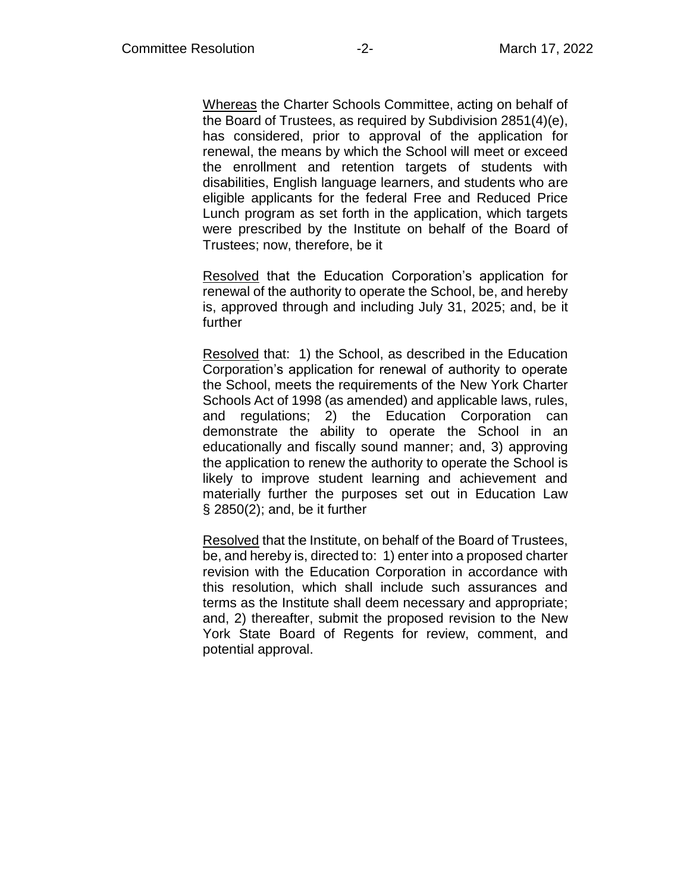<u>Whereas</u> the Charter Schools Committee, acting on behalf of the Board of Trustees, as required by Subdivision 2851(4)(e), has considered, prior to approval of the application for renewal, the means by which the School will meet or exceed the enrollment and retention targets of students with disabilities, English language learners, and students who are eligible applicants for the federal Free and Reduced Price Lunch program as set forth in the application, which targets were prescribed by the Institute on behalf of the Board of Trustees; now, therefore, be it

<u>Resolved</u> that the Education Corporation's application for renewal of the authority to operate the School, be, and hereby is, approved through and including July 31, 2025; and, be it further

<u>Resolved</u> that: 1) the School, as described in the Education Corporation's application for renewal of authority to operate the School, meets the requirements of the New York Charter Schools Act of 1998 (as amended) and applicable laws, rules, and regulations; 2) the Education Corporation can demonstrate the ability to operate the School in an educationally and fiscally sound manner; and, 3) approving the application to renew the authority to operate the School is likely to improve student learning and achievement and materially further the purposes set out in Education Law § 2850(2); and, be it further

<u>Resolved</u> that the Institute, on behalf of the Board of Trustees, be, and hereby is, directed to: 1) enter into a proposed charter revision with the Education Corporation in accordance with this resolution, which shall include such assurances and terms as the Institute shall deem necessary and appropriate; and, 2) thereafter, submit the proposed revision to the New York State Board of Regents for review, comment, and potential approval.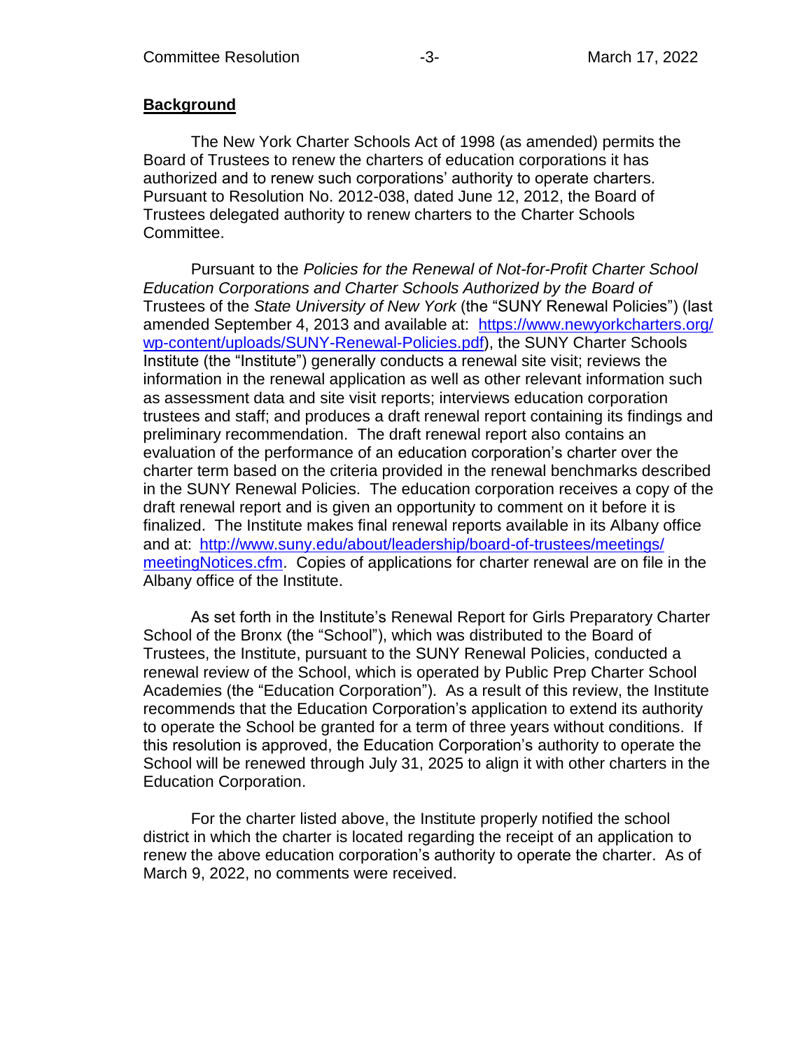## **Background**

The New York Charter Schools Act of 1998 (as amended) permits the Board of Trustees to renew the charters of education corporations it has authorized and to renew such corporations' authority to operate charters. Pursuant to Resolution No. 2012-038, dated June 12, 2012, the Board of Trustees delegated authority to renew charters to the Charter Schools Committee.

Pursuant to the *Policies for the Renewal of Not-for-Profit Charter School Education Corporations and Charter Schools Authorized by the Board of* Trustees of the *State University of New York* (the "SUNY Renewal Policies") (last amended September 4, 2013 and available at: [https://www.newyorkcharters.org/wp-content/uploads/SUNY-Renewal-Policies.pdf](https://www.newyorkcharters.org/wp-content/uploads/SUNY-Renewal-Policies.pdf)), the SUNY Charter Schools Institute (the "Institute") generally conducts a renewal site visit; reviews the information in the renewal application as well as other relevant information such as assessment data and site visit reports; interviews education corporation trustees and staff; and produces a draft renewal report containing its findings and preliminary recommendation. The draft renewal report also contains an evaluation of the performance of an education corporation's charter over the charter term based on the criteria provided in the renewal benchmarks described in the SUNY Renewal Policies. The education corporation receives a copy of the draft renewal report and is given an opportunity to comment on it before it is finalized. The Institute makes final renewal reports available in its Albany office and at: [http://www.suny.edu/about/leadership/board-of-trustees/meetings/meetingNotices.cfm](http://www.suny.edu/about/leadership/board-of-trustees/meetings/meetingNotices.cfm). Copies of applications for charter renewal are on file in the Albany office of the Institute.

As set forth in the Institute's Renewal Report for Girls Preparatory Charter School of the Bronx (the "School"), which was distributed to the Board of Trustees, the Institute, pursuant to the SUNY Renewal Policies, conducted a renewal review of the School, which is operated by Public Prep Charter School Academies (the "Education Corporation"). As a result of this review, the Institute recommends that the Education Corporation's application to extend its authority to operate the School be granted for a term of three years without conditions. If this resolution is approved, the Education Corporation's authority to operate the School will be renewed through July 31, 2025 to align it with other charters in the Education Corporation.

For the charter listed above, the Institute properly notified the school district in which the charter is located regarding the receipt of an application to renew the above education corporation's authority to operate the charter. As of March 9, 2022, no comments were received.